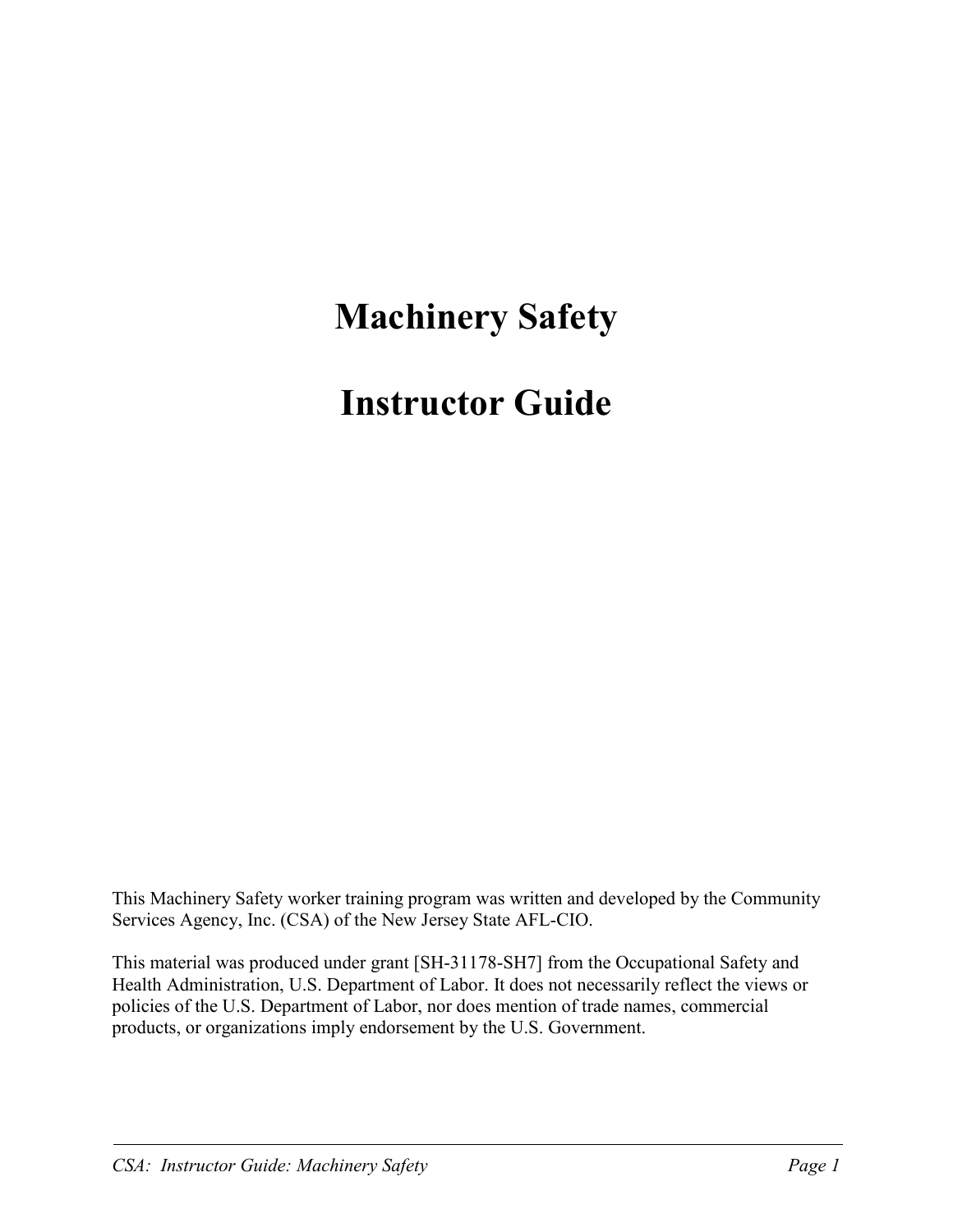# Machinery Safety

# Instructor Guide

This Machinery Safety worker training program was written and developed by the Community Services Agency, Inc. (CSA) of the New Jersey State AFL-CIO.

This material was produced under grant [SH-31178-SH7] from the Occupational Safety and Health Administration, U.S. Department of Labor. It does not necessarily reflect the views or policies of the U.S. Department of Labor, nor does mention of trade names, commercial products, or organizations imply endorsement by the U.S. Government.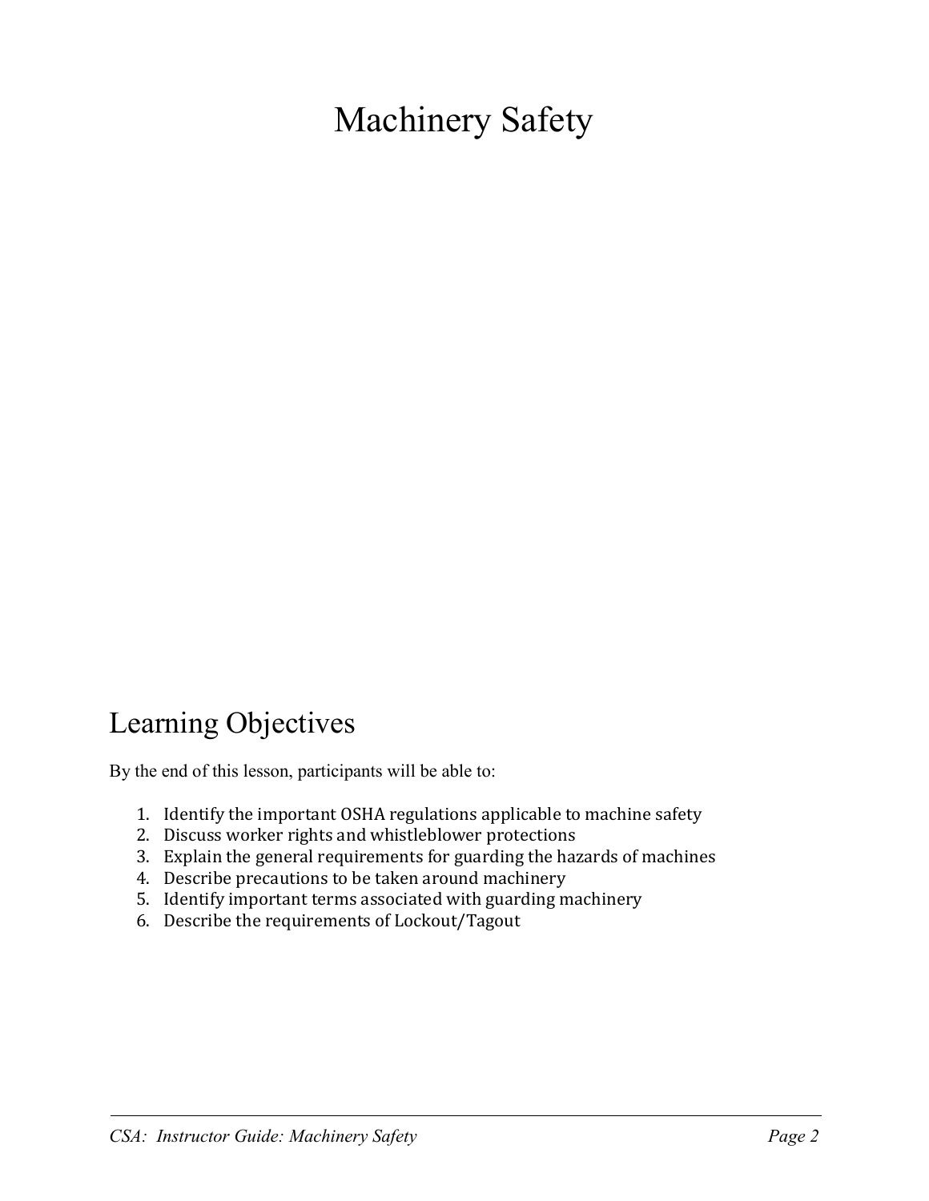# Machinery Safety

## Learning Objectives

By the end of this lesson, participants will be able to:

1. Identify the important OSHA regulations applicable to machine safety
2. Discuss worker rights and whistleblower protections
3. Explain the general requirements for guarding the hazards of machines
4. Describe precautions to be taken around machinery
5. Identify important terms associated with guarding machinery
6. Describe the requirements of Lockout/Tagout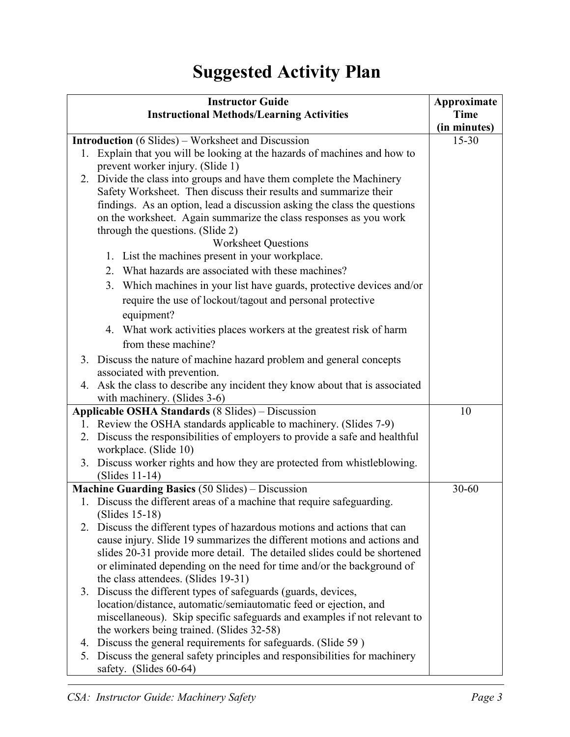# Suggested Activity Plan

| Instructor Guide<br>Instructional Methods/Learning Activities | Approximate Time (in minutes) |
|---|---|
| **Introduction** (6 Slides) – Worksheet and Discussion<br>1. Explain that you will be looking at the hazards of machines and how to prevent worker injury. (Slide 1)<br>2. Divide the class into groups and have them complete the Machinery Safety Worksheet. Then discuss their results and summarize their findings. As an option, lead a discussion asking the class the questions on the worksheet. Again summarize the class responses as you work through the questions. (Slide 2)<br>Worksheet Questions<br>&nbsp;&nbsp;1. List the machines present in your workplace.<br>&nbsp;&nbsp;2. What hazards are associated with these machines?<br>&nbsp;&nbsp;3. Which machines in your list have guards, protective devices and/or require the use of lockout/tagout and personal protective equipment?<br>&nbsp;&nbsp;4. What work activities places workers at the greatest risk of harm from these machine?<br>3. Discuss the nature of machine hazard problem and general concepts associated with prevention.<br>4. Ask the class to describe any incident they know about that is associated with machinery. (Slides 3-6) | 15-30 |
| **Applicable OSHA Standards** (8 Slides) – Discussion<br>1. Review the OSHA standards applicable to machinery. (Slides 7-9)<br>2. Discuss the responsibilities of employers to provide a safe and healthful workplace. (Slide 10)<br>3. Discuss worker rights and how they are protected from whistleblowing. (Slides 11-14) | 10 |
| **Machine Guarding Basics** (50 Slides) – Discussion<br>1. Discuss the different areas of a machine that require safeguarding. (Slides 15-18)<br>2. Discuss the different types of hazardous motions and actions that can cause injury. Slide 19 summarizes the different motions and actions and slides 20-31 provide more detail. The detailed slides could be shortened or eliminated depending on the need for time and/or the background of the class attendees. (Slides 19-31)<br>3. Discuss the different types of safeguards (guards, devices, location/distance, automatic/semiautomatic feed or ejection, and miscellaneous). Skip specific safeguards and examples if not relevant to the workers being trained. (Slides 32-58)<br>4. Discuss the general requirements for safeguards. (Slide 59 )<br>5. Discuss the general safety principles and responsibilities for machinery safety. (Slides 60-64) | 30-60 |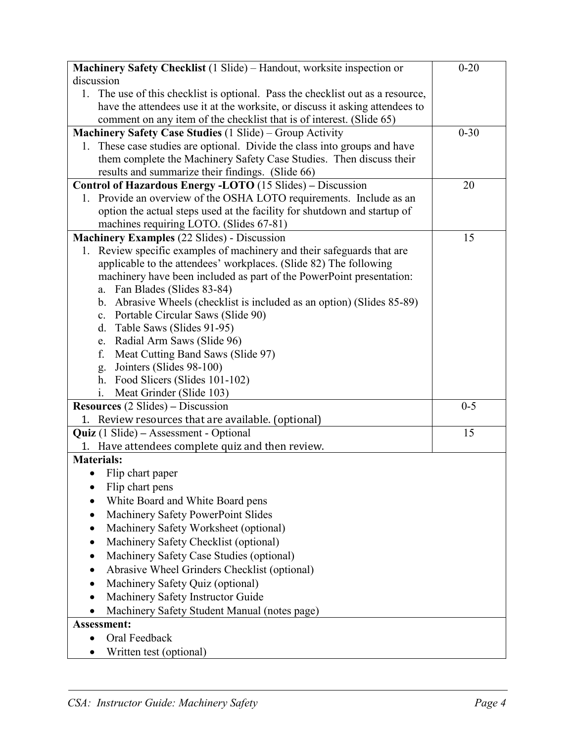| | |
|---|---|
| **Machinery Safety Checklist** (1 Slide) – Handout, worksite inspection or discussion<br>1. The use of this checklist is optional. Pass the checklist out as a resource, have the attendees use it at the worksite, or discuss it asking attendees to comment on any item of the checklist that is of interest. (Slide 65) | 0-20 |
| **Machinery Safety Case Studies** (1 Slide) – Group Activity<br>1. These case studies are optional. Divide the class into groups and have them complete the Machinery Safety Case Studies. Then discuss their results and summarize their findings. (Slide 66) | 0-30 |
| **Control of Hazardous Energy -LOTO** (15 Slides) – Discussion<br>1. Provide an overview of the OSHA LOTO requirements. Include as an option the actual steps used at the facility for shutdown and startup of machines requiring LOTO. (Slides 67-81) | 20 |
| **Machinery Examples** (22 Slides) - Discussion<br>1. Review specific examples of machinery and their safeguards that are applicable to the attendees' workplaces. (Slide 82) The following machinery have been included as part of the PowerPoint presentation:<br>a. Fan Blades (Slides 83-84)<br>b. Abrasive Wheels (checklist is included as an option) (Slides 85-89)<br>c. Portable Circular Saws (Slide 90)<br>d. Table Saws (Slides 91-95)<br>e. Radial Arm Saws (Slide 96)<br>f. Meat Cutting Band Saws (Slide 97)<br>g. Jointers (Slides 98-100)<br>h. Food Slicers (Slides 101-102)<br>i. Meat Grinder (Slide 103) | 15 |
| **Resources** (2 Slides) – Discussion<br>1. Review resources that are available. (optional) | 0-5 |
| **Quiz** (1 Slide) – Assessment - Optional<br>1. Have attendees complete quiz and then review. | 15 |
| **Materials:**<br>• Flip chart paper<br>• Flip chart pens<br>• White Board and White Board pens<br>• Machinery Safety PowerPoint Slides<br>• Machinery Safety Worksheet (optional)<br>• Machinery Safety Checklist (optional)<br>• Machinery Safety Case Studies (optional)<br>• Abrasive Wheel Grinders Checklist (optional)<br>• Machinery Safety Quiz (optional)<br>• Machinery Safety Instructor Guide<br>• Machinery Safety Student Manual (notes page) | |
| **Assessment:**<br>• Oral Feedback<br>• Written test (optional) | |